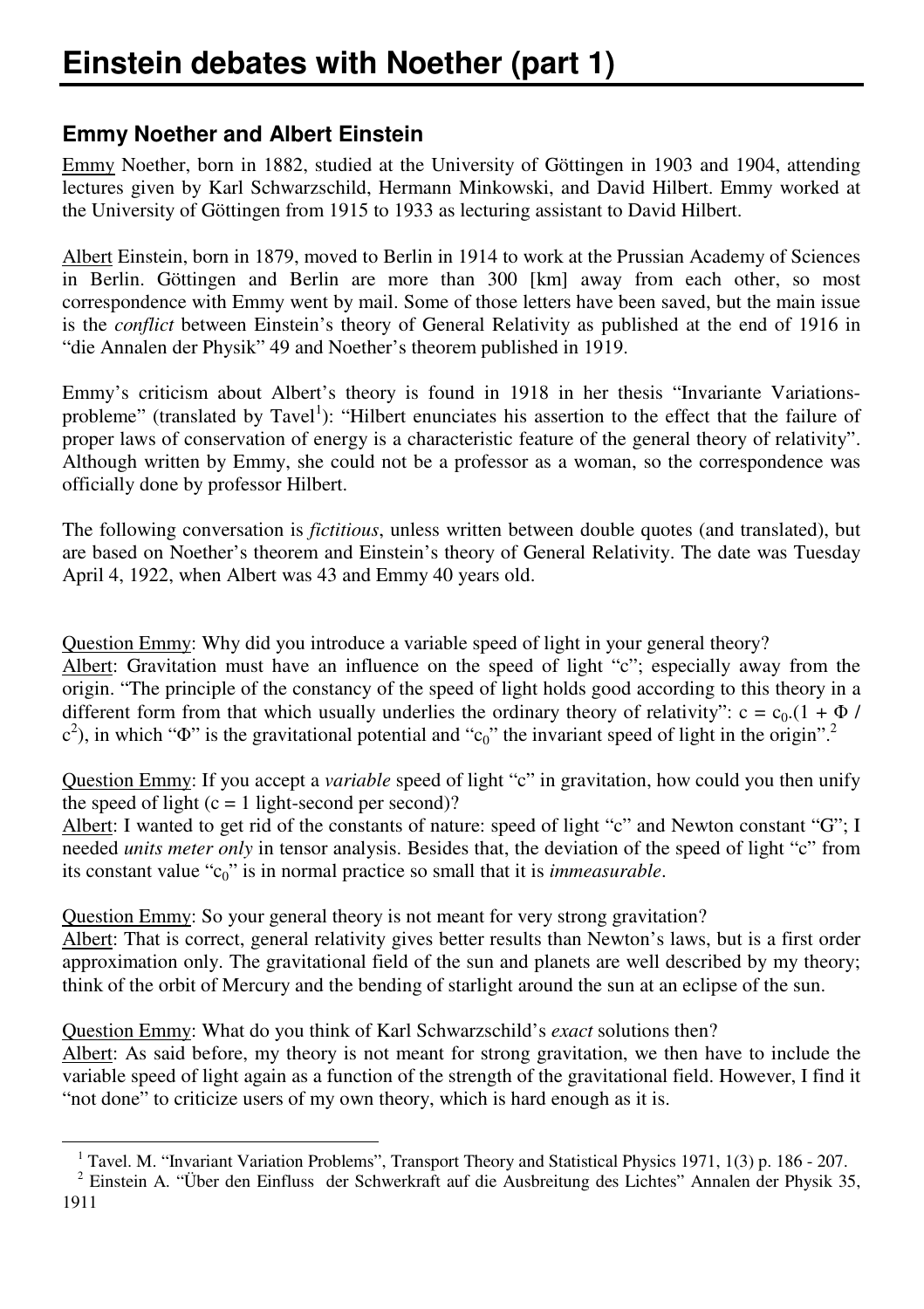# Einstein debates with Noether (part 1)

## Emmy Noether and Albert Einstein

Emmy Noether, born in 1882, studied at the University of Göttingen in 1903 and 1904, attending lectures given by Karl Schwarzschild, Hermann Minkowski, and David Hilbert. Emmy worked at the University of Göttingen from 1915 to 1933 as lecturing assistant to David Hilbert.

Albert Einstein, born in 1879, moved to Berlin in 1914 to work at the Prussian Academy of Sciences in Berlin. Göttingen and Berlin are more than 300 [km] away from each other, so most correspondence with Emmy went by mail. Some of those letters have been saved, but the main issue is the *conflict* between Einstein's theory of General Relativity as published at the end of 1916 in "die Annalen der Physik" 49 and Noether's theorem published in 1919.

Emmy's criticism about Albert's theory is found in 1918 in her thesis "Invariante Variationsprobleme" (translated by Tavel[1]): "Hilbert enunciates his assertion to the effect that the failure of proper laws of conservation of energy is a characteristic feature of the general theory of relativity". Although written by Emmy, she could not be a professor as a woman, so the correspondence was officially done by professor Hilbert.

The following conversation is *fictitious*, unless written between double quotes (and translated), but are based on Noether's theorem and Einstein's theory of General Relativity. The date was Tuesday April 4, 1922, when Albert was 43 and Emmy 40 years old.

Question Emmy: Why did you introduce a variable speed of light in your general theory?
Albert: Gravitation must have an influence on the speed of light "c"; especially away from the origin. "The principle of the constancy of the speed of light holds good according to this theory in a different form from that which usually underlies the ordinary theory of relativity": $c = c_0.(1 + \Phi / c^2)$, in which "$\Phi$" is the gravitational potential and "$c_0$" the invariant speed of light in the origin".[2]

Question Emmy: If you accept a *variable* speed of light "c" in gravitation, how could you then unify the speed of light (c = 1 light-second per second)?
Albert: I wanted to get rid of the constants of nature: speed of light "c" and Newton constant "G"; I needed *units meter only* in tensor analysis. Besides that, the deviation of the speed of light "c" from its constant value "$c_0$" is in normal practice so small that it is *immeasurable*.

Question Emmy: So your general theory is not meant for very strong gravitation?
Albert: That is correct, general relativity gives better results than Newton's laws, but is a first order approximation only. The gravitational field of the sun and planets are well described by my theory; think of the orbit of Mercury and the bending of starlight around the sun at an eclipse of the sun.

Question Emmy: What do you think of Karl Schwarzschild's *exact* solutions then?
Albert: As said before, my theory is not meant for strong gravitation, we then have to include the variable speed of light again as a function of the strength of the gravitational field. However, I find it "not done" to criticize users of my own theory, which is hard enough as it is.

---

[1] Tavel. M. "Invariant Variation Problems", Transport Theory and Statistical Physics 1971, 1(3) p. 186 - 207.

[2] Einstein A. "Über den Einfluss der Schwerkraft auf die Ausbreitung des Lichtes" Annalen der Physik 35, 1911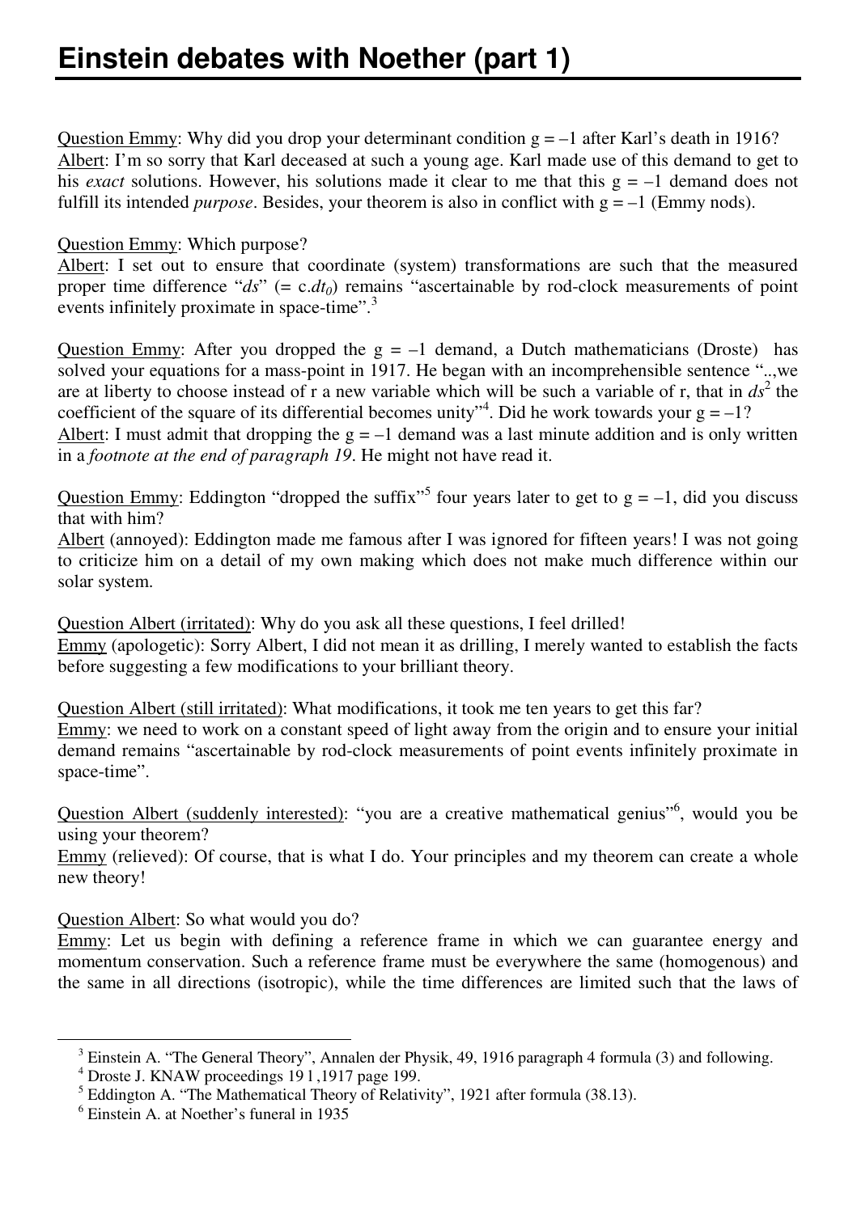# Einstein debates with Noether (part 1)

Question Emmy: Why did you drop your determinant condition $g = -1$ after Karl's death in 1916?
Albert: I'm so sorry that Karl deceased at such a young age. Karl made use of this demand to get to his *exact* solutions. However, his solutions made it clear to me that this $g = -1$ demand does not fulfill its intended *purpose*. Besides, your theorem is also in conflict with $g = -1$ (Emmy nods).

Question Emmy: Which purpose?
Albert: I set out to ensure that coordinate (system) transformations are such that the measured proper time difference "$ds$" ($= c.dt_0$) remains "ascertainable by rod-clock measurements of point events infinitely proximate in space-time".[3]

Question Emmy: After you dropped the $g = -1$ demand, a Dutch mathematicians (Droste) has solved your equations for a mass-point in 1917. He began with an incomprehensible sentence "..,we are at liberty to choose instead of r a new variable which will be such a variable of r, that in $ds^2$ the coefficient of the square of its differential becomes unity"[4]. Did he work towards your $g = -1$?
Albert: I must admit that dropping the $g = -1$ demand was a last minute addition and is only written in a *footnote at the end of paragraph 19*. He might not have read it.

Question Emmy: Eddington "dropped the suffix"[5] four years later to get to $g = -1$, did you discuss that with him?
Albert (annoyed): Eddington made me famous after I was ignored for fifteen years! I was not going to criticize him on a detail of my own making which does not make much difference within our solar system.

Question Albert (irritated): Why do you ask all these questions, I feel drilled!
Emmy (apologetic): Sorry Albert, I did not mean it as drilling, I merely wanted to establish the facts before suggesting a few modifications to your brilliant theory.

Question Albert (still irritated): What modifications, it took me ten years to get this far?
Emmy: we need to work on a constant speed of light away from the origin and to ensure your initial demand remains "ascertainable by rod-clock measurements of point events infinitely proximate in space-time".

Question Albert (suddenly interested): "you are a creative mathematical genius"[6], would you be using your theorem?
Emmy (relieved): Of course, that is what I do. Your principles and my theorem can create a whole new theory!

Question Albert: So what would you do?
Emmy: Let us begin with defining a reference frame in which we can guarantee energy and momentum conservation. Such a reference frame must be everywhere the same (homogenous) and the same in all directions (isotropic), while the time differences are limited such that the laws of

---

[3] Einstein A. "The General Theory", Annalen der Physik, 49, 1916 paragraph 4 formula (3) and following.
[4] Droste J. KNAW proceedings 19 I ,1917 page 199.
[5] Eddington A. "The Mathematical Theory of Relativity", 1921 after formula (38.13).
[6] Einstein A. at Noether's funeral in 1935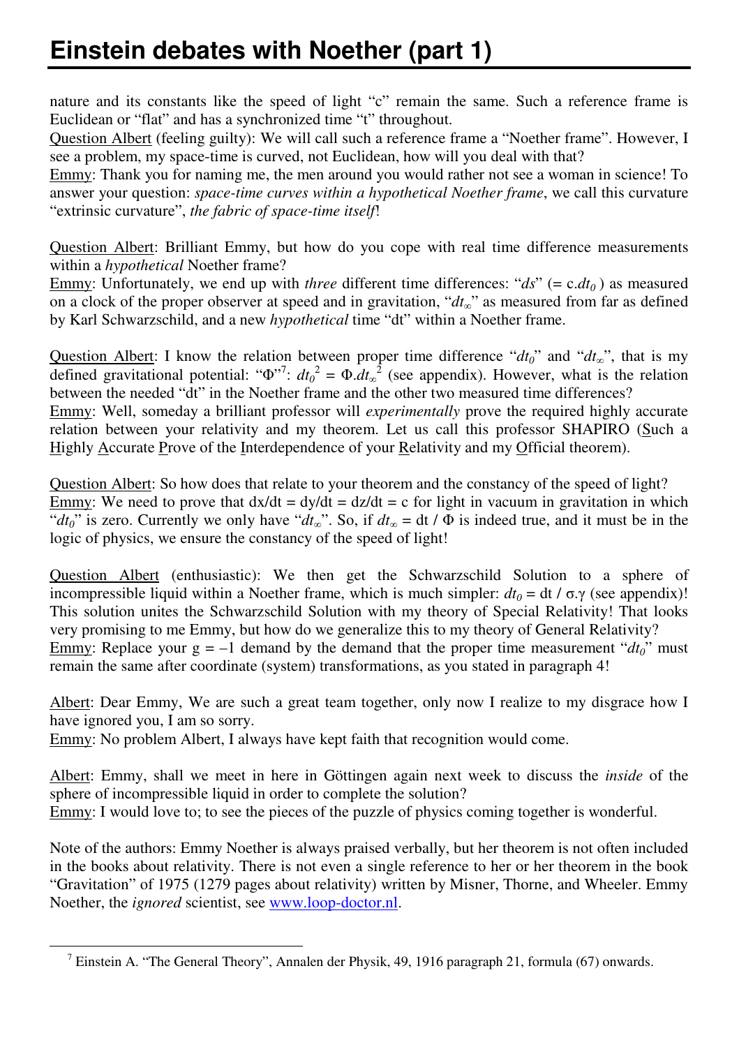nature and its constants like the speed of light "c" remain the same. Such a reference frame is Euclidean or "flat" and has a synchronized time "t" throughout.

Question Albert (feeling guilty): We will call such a reference frame a "Noether frame". However, I see a problem, my space-time is curved, not Euclidean, how will you deal with that?

Emmy: Thank you for naming me, the men around you would rather not see a woman in science! To answer your question: *space-time curves within a hypothetical Noether frame*, we call this curvature "extrinsic curvature", *the fabric of space-time itself*!

Question Albert: Brilliant Emmy, but how do you cope with real time difference measurements within a *hypothetical* Noether frame?

Emmy: Unfortunately, we end up with *three* different time differences: "$ds$" ($= c.dt_0$) as measured on a clock of the proper observer at speed and in gravitation, "$dt_\infty$" as measured from far as defined by Karl Schwarzschild, and a new *hypothetical* time "dt" within a Noether frame.

Question Albert: I know the relation between proper time difference "$dt_0$" and "$dt_\infty$", that is my defined gravitational potential: "$\Phi$"[7]: $dt_0^2 = \Phi.dt_\infty^2$ (see appendix). However, what is the relation between the needed "dt" in the Noether frame and the other two measured time differences?

Emmy: Well, someday a brilliant professor will *experimentally* prove the required highly accurate relation between your relativity and my theorem. Let us call this professor SHAPIRO (Such a Highly Accurate Prove of the Interdependence of your Relativity and my Official theorem).

Question Albert: So how does that relate to your theorem and the constancy of the speed of light?

Emmy: We need to prove that $dx/dt = dy/dt = dz/dt = c$ for light in vacuum in gravitation in which "$dt_0$" is zero. Currently we only have "$dt_\infty$". So, if $dt_\infty = dt / \Phi$ is indeed true, and it must be in the logic of physics, we ensure the constancy of the speed of light!

Question Albert (enthusiastic): We then get the Schwarzschild Solution to a sphere of incompressible liquid within a Noether frame, which is much simpler: $dt_0 = dt / \sigma.\gamma$ (see appendix)! This solution unites the Schwarzschild Solution with my theory of Special Relativity! That looks very promising to me Emmy, but how do we generalize this to my theory of General Relativity?

Emmy: Replace your $g = -1$ demand by the demand that the proper time measurement "$dt_0$" must remain the same after coordinate (system) transformations, as you stated in paragraph 4!

Albert: Dear Emmy, We are such a great team together, only now I realize to my disgrace how I have ignored you, I am so sorry.

Emmy: No problem Albert, I always have kept faith that recognition would come.

Albert: Emmy, shall we meet in here in Göttingen again next week to discuss the *inside* of the sphere of incompressible liquid in order to complete the solution?

Emmy: I would love to; to see the pieces of the puzzle of physics coming together is wonderful.

Note of the authors: Emmy Noether is always praised verbally, but her theorem is not often included in the books about relativity. There is not even a single reference to her or her theorem in the book "Gravitation" of 1975 (1279 pages about relativity) written by Misner, Thorne, and Wheeler. Emmy Noether, the *ignored* scientist, see www.loop-doctor.nl.

---

[7] Einstein A. "The General Theory", Annalen der Physik, 49, 1916 paragraph 21, formula (67) onwards.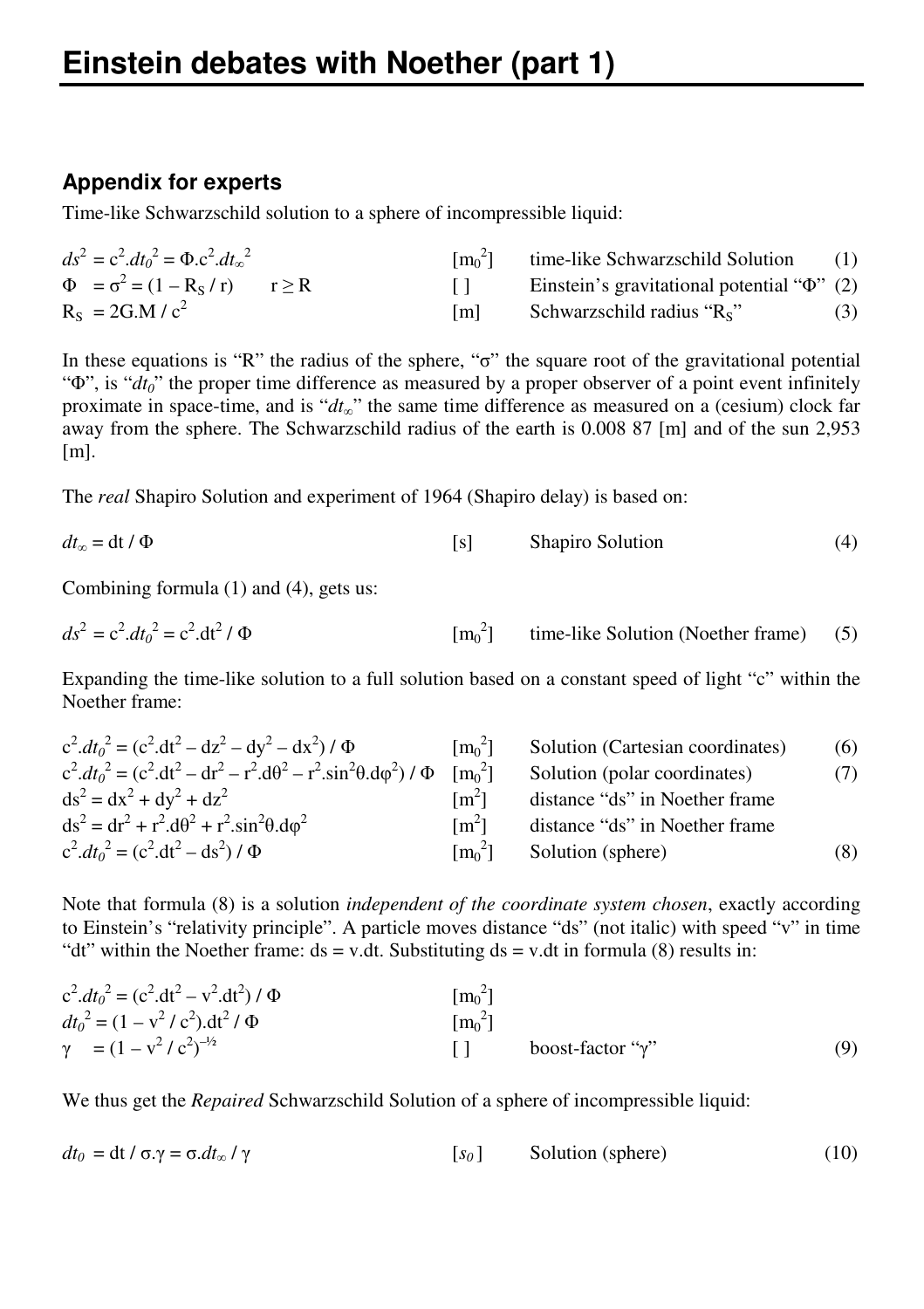# Einstein debates with Noether (part 1)

### Appendix for experts

Time-like Schwarzschild solution to a sphere of incompressible liquid:

$$ds^2 = c^2.dt_0^2 = \Phi.c^2.dt_\infty^2 \qquad [m_0^2] \qquad \text{time-like Schwarzschild Solution} \qquad (1)$$

$$\Phi = \sigma^2 = (1 - R_S / r) \qquad r \geq R \qquad [\,] \qquad \text{Einstein's gravitational potential "}\Phi\text{"} \qquad (2)$$

$$R_S = 2G.M / c^2 \qquad [m] \qquad \text{Schwarzschild radius "}R_S\text{"} \qquad (3)$$

In these equations is "R" the radius of the sphere, "σ" the square root of the gravitational potential "Φ", is "$dt_0$" the proper time difference as measured by a proper observer of a point event infinitely proximate in space-time, and is "$dt_\infty$" the same time difference as measured on a (cesium) clock far away from the sphere. The Schwarzschild radius of the earth is 0.008 87 [m] and of the sun 2,953 [m].

The *real* Shapiro Solution and experiment of 1964 (Shapiro delay) is based on:

$$dt_\infty = dt / \Phi \qquad [s] \qquad \text{Shapiro Solution} \qquad (4)$$

Combining formula (1) and (4), gets us:

$$ds^2 = c^2.dt_0^2 = c^2.dt^2 / \Phi \qquad [m_0^2] \qquad \text{time-like Solution (Noether frame)} \qquad (5)$$

Expanding the time-like solution to a full solution based on a constant speed of light "c" within the Noether frame:

$$c^2.dt_0^2 = (c^2.dt^2 - dz^2 - dy^2 - dx^2) / \Phi \qquad [m_0^2] \qquad \text{Solution (Cartesian coordinates)} \qquad (6)$$

$$c^2.dt_0^2 = (c^2.dt^2 - dr^2 - r^2.d\theta^2 - r^2.\sin^2\theta.d\varphi^2) / \Phi \qquad [m_0^2] \qquad \text{Solution (polar coordinates)} \qquad (7)$$

$$ds^2 = dx^2 + dy^2 + dz^2 \qquad [m^2] \qquad \text{distance "ds" in Noether frame}$$

$$ds^2 = dr^2 + r^2.d\theta^2 + r^2.\sin^2\theta.d\varphi^2 \qquad [m^2] \qquad \text{distance "ds" in Noether frame}$$

$$c^2.dt_0^2 = (c^2.dt^2 - ds^2) / \Phi \qquad [m_0^2] \qquad \text{Solution (sphere)} \qquad (8)$$

Note that formula (8) is a solution *independent of the coordinate system chosen*, exactly according to Einstein's "relativity principle". A particle moves distance "ds" (not italic) with speed "v" in time "dt" within the Noether frame: ds = v.dt. Substituting ds = v.dt in formula (8) results in:

$$c^2.dt_0^2 = (c^2.dt^2 - v^2.dt^2) / \Phi \qquad [m_0^2]$$

$$dt_0^2 = (1 - v^2 / c^2).dt^2 / \Phi \qquad [m_0^2]$$

$$\gamma = (1 - v^2 / c^2)^{-1/2} \qquad [\,] \qquad \text{boost-factor "}\gamma\text{"} \qquad (9)$$

We thus get the *Repaired* Schwarzschild Solution of a sphere of incompressible liquid:

$$dt_0 = dt / \sigma.\gamma = \sigma.dt_\infty / \gamma \qquad [s_0] \qquad \text{Solution (sphere)} \qquad (10)$$